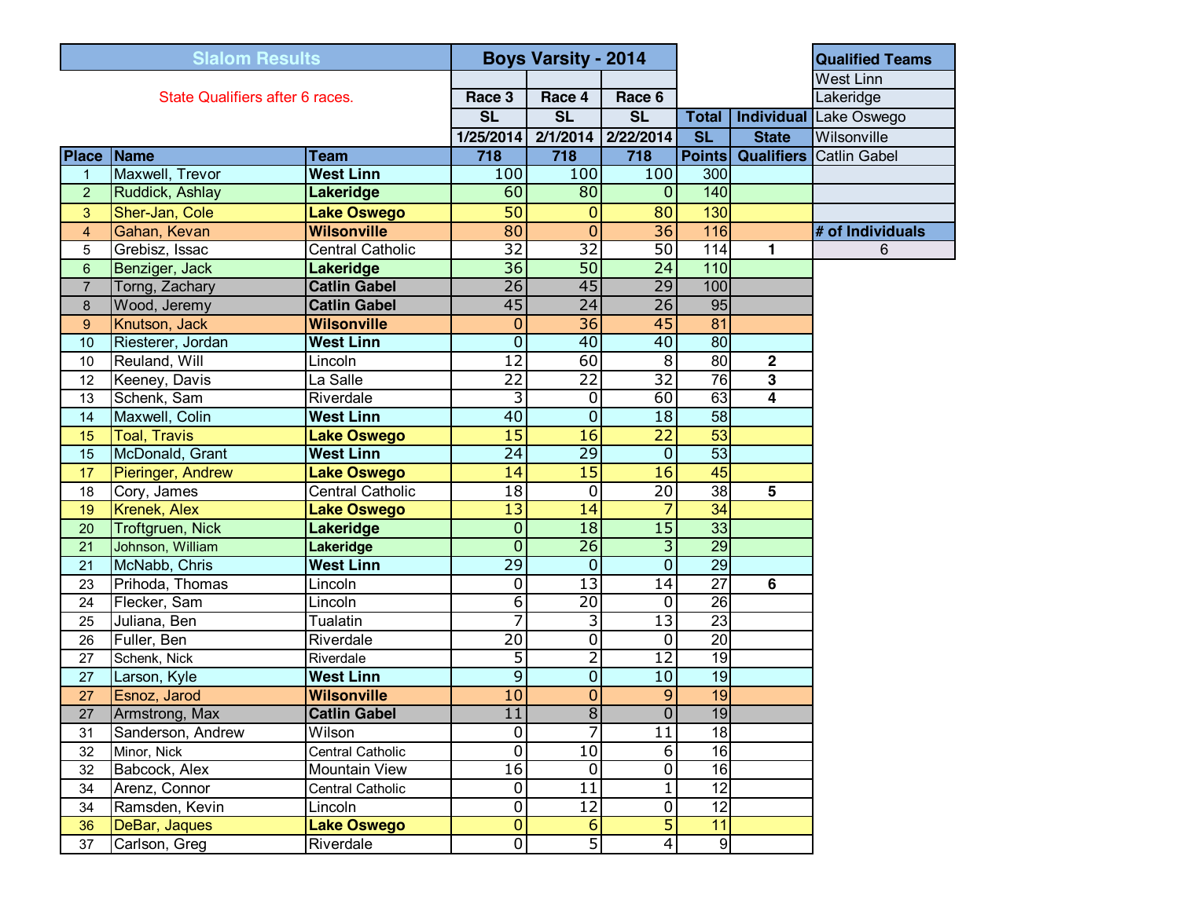# Slalom Results

## Boys Varsity - 2014

State Qualifiers after 6 races.

| Place | Name | Team | Race 3 SL 1/25/2014 718 | Race 4 SL 2/1/2014 718 | Race 6 SL 2/22/2014 718 | Total SL Points | Individual State Qualifiers |
|---|---|---|---|---|---|---|---|
| 1 | Maxwell, Trevor | **West Linn** | 100 | 100 | 100 | 300 | |
| 2 | Ruddick, Ashlay | **Lakeridge** | 60 | 80 | 0 | 140 | |
| 3 | Sher-Jan, Cole | **Lake Oswego** | 50 | 0 | 80 | 130 | |
| 4 | Gahan, Kevan | **Wilsonville** | 80 | 0 | 36 | 116 | |
| 5 | Grebisz, Issac | Central Catholic | 32 | 32 | 50 | 114 | 1 |
| 6 | Benziger, Jack | **Lakeridge** | 36 | 50 | 24 | 110 | |
| 7 | Torng, Zachary | **Catlin Gabel** | 26 | 45 | 29 | 100 | |
| 8 | Wood, Jeremy | **Catlin Gabel** | 45 | 24 | 26 | 95 | |
| 9 | Knutson, Jack | **Wilsonville** | 0 | 36 | 45 | 81 | |
| 10 | Riesterer, Jordan | **West Linn** | 0 | 40 | 40 | 80 | |
| 10 | Reuland, Will | Lincoln | 12 | 60 | 8 | 80 | 2 |
| 12 | Keeney, Davis | La Salle | 22 | 22 | 32 | 76 | 3 |
| 13 | Schenk, Sam | Riverdale | 3 | 0 | 60 | 63 | 4 |
| 14 | Maxwell, Colin | **West Linn** | 40 | 0 | 18 | 58 | |
| 15 | Toal, Travis | **Lake Oswego** | 15 | 16 | 22 | 53 | |
| 15 | McDonald, Grant | **West Linn** | 24 | 29 | 0 | 53 | |
| 17 | Pieringer, Andrew | **Lake Oswego** | 14 | 15 | 16 | 45 | |
| 18 | Cory, James | Central Catholic | 18 | 0 | 20 | 38 | 5 |
| 19 | Krenek, Alex | **Lake Oswego** | 13 | 14 | 7 | 34 | |
| 20 | Troftgruen, Nick | **Lakeridge** | 0 | 18 | 15 | 33 | |
| 21 | Johnson, William | **Lakeridge** | 0 | 26 | 3 | 29 | |
| 21 | McNabb, Chris | **West Linn** | 29 | 0 | 0 | 29 | |
| 23 | Prihoda, Thomas | Lincoln | 0 | 13 | 14 | 27 | 6 |
| 24 | Flecker, Sam | Lincoln | 6 | 20 | 0 | 26 | |
| 25 | Juliana, Ben | Tualatin | 7 | 3 | 13 | 23 | |
| 26 | Fuller, Ben | Riverdale | 20 | 0 | 0 | 20 | |
| 27 | Schenk, Nick | Riverdale | 5 | 2 | 12 | 19 | |
| 27 | Larson, Kyle | **West Linn** | 9 | 0 | 10 | 19 | |
| 27 | Esnoz, Jarod | **Wilsonville** | 10 | 0 | 9 | 19 | |
| 27 | Armstrong, Max | **Catlin Gabel** | 11 | 8 | 0 | 19 | |
| 31 | Sanderson, Andrew | Wilson | 0 | 7 | 11 | 18 | |
| 32 | Minor, Nick | Central Catholic | 0 | 10 | 6 | 16 | |
| 32 | Babcock, Alex | Mountain View | 16 | 0 | 0 | 16 | |
| 34 | Arenz, Connor | Central Catholic | 0 | 11 | 1 | 12 | |
| 34 | Ramsden, Kevin | Lincoln | 0 | 12 | 0 | 12 | |
| 36 | DeBar, Jaques | **Lake Oswego** | 0 | 6 | 5 | 11 | |
| 37 | Carlson, Greg | Riverdale | 0 | 5 | 4 | 9 | |

| **Qualified Teams** |
|---|
| West Linn |
| Lakeridge |
| Lake Oswego |
| Wilsonville |
| Catlin Gabel |

| **# of Individuals** |
|---|
| 6 |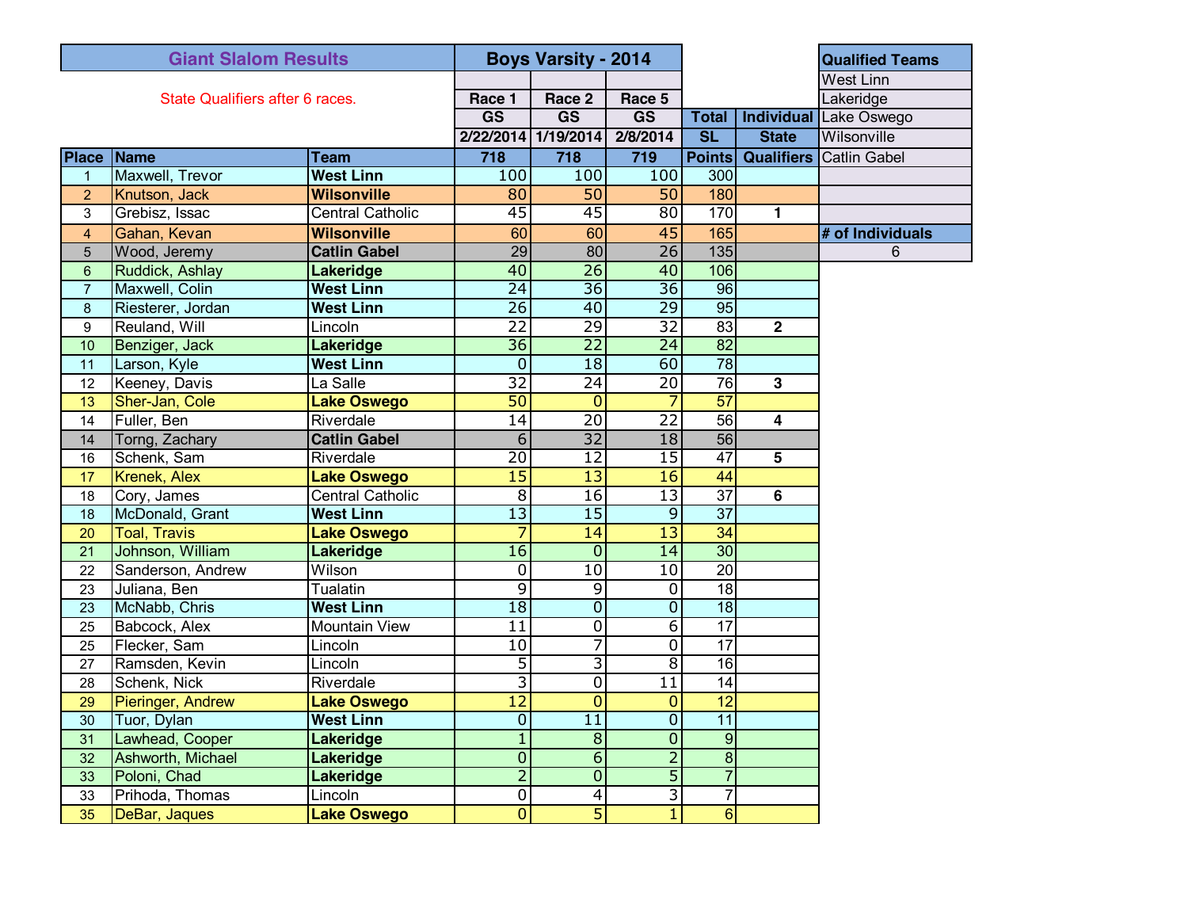## Giant Slalom Results

State Qualifiers after 6 races.

| | | | Boys Varsity - 2014 | | | | | |
|---|---|---|---|---|---|---|---|---|
| | | | Race 1 | Race 2 | Race 5 | | | |
| | | | GS | GS | GS | Total | Individual | |
| | | | 2/22/2014 | 1/19/2014 | 2/8/2014 | SL | State | |
| Place | Name | Team | 718 | 718 | 719 | Points | Qualifiers | |
| 1 | Maxwell, Trevor | **West Linn** | 100 | 100 | 100 | 300 | | |
| 2 | Knutson, Jack | **Wilsonville** | 80 | 50 | 50 | 180 | | |
| 3 | Grebisz, Issac | Central Catholic | 45 | 45 | 80 | 170 | **1** | |
| 4 | Gahan, Kevan | **Wilsonville** | 60 | 60 | 45 | 165 | | |
| 5 | Wood, Jeremy | **Catlin Gabel** | 29 | 80 | 26 | 135 | | |
| 6 | Ruddick, Ashlay | **Lakeridge** | 40 | 26 | 40 | 106 | | |
| 7 | Maxwell, Colin | **West Linn** | 24 | 36 | 36 | 96 | | |
| 8 | Riesterer, Jordan | **West Linn** | 26 | 40 | 29 | 95 | | |
| 9 | Reuland, Will | Lincoln | 22 | 29 | 32 | 83 | **2** | |
| 10 | Benziger, Jack | **Lakeridge** | 36 | 22 | 24 | 82 | | |
| 11 | Larson, Kyle | **West Linn** | 0 | 18 | 60 | 78 | | |
| 12 | Keeney, Davis | La Salle | 32 | 24 | 20 | 76 | **3** | |
| 13 | Sher-Jan, Cole | **Lake Oswego** | 50 | 0 | 7 | 57 | | |
| 14 | Fuller, Ben | Riverdale | 14 | 20 | 22 | 56 | **4** | |
| 14 | Torng, Zachary | **Catlin Gabel** | 6 | 32 | 18 | 56 | | |
| 16 | Schenk, Sam | Riverdale | 20 | 12 | 15 | 47 | **5** | |
| 17 | Krenek, Alex | **Lake Oswego** | 15 | 13 | 16 | 44 | | |
| 18 | Cory, James | Central Catholic | 8 | 16 | 13 | 37 | **6** | |
| 18 | McDonald, Grant | **West Linn** | 13 | 15 | 9 | 37 | | |
| 20 | Toal, Travis | **Lake Oswego** | 7 | 14 | 13 | 34 | | |
| 21 | Johnson, William | **Lakeridge** | 16 | 0 | 14 | 30 | | |
| 22 | Sanderson, Andrew | Wilson | 0 | 10 | 10 | 20 | | |
| 23 | Juliana, Ben | Tualatin | 9 | 9 | 0 | 18 | | |
| 23 | McNabb, Chris | **West Linn** | 18 | 0 | 0 | 18 | | |
| 25 | Babcock, Alex | Mountain View | 11 | 0 | 6 | 17 | | |
| 25 | Flecker, Sam | Lincoln | 10 | 7 | 0 | 17 | | |
| 27 | Ramsden, Kevin | Lincoln | 5 | 3 | 8 | 16 | | |
| 28 | Schenk, Nick | Riverdale | 3 | 0 | 11 | 14 | | |
| 29 | Pieringer, Andrew | **Lake Oswego** | 12 | 0 | 0 | 12 | | |
| 30 | Tuor, Dylan | **West Linn** | 0 | 11 | 0 | 11 | | |
| 31 | Lawhead, Cooper | **Lakeridge** | 1 | 8 | 0 | 9 | | |
| 32 | Ashworth, Michael | **Lakeridge** | 0 | 6 | 2 | 8 | | |
| 33 | Poloni, Chad | **Lakeridge** | 2 | 0 | 5 | 7 | | |
| 33 | Prihoda, Thomas | Lincoln | 0 | 4 | 3 | 7 | | |
| 35 | DeBar, Jaques | **Lake Oswego** | 0 | 5 | 1 | 6 | | |

| **Qualified Teams** |
|---|
| West Linn |
| Lakeridge |
| Lake Oswego |
| Wilsonville |
| Catlin Gabel |

| **# of Individuals** |
|---|
| 6 |